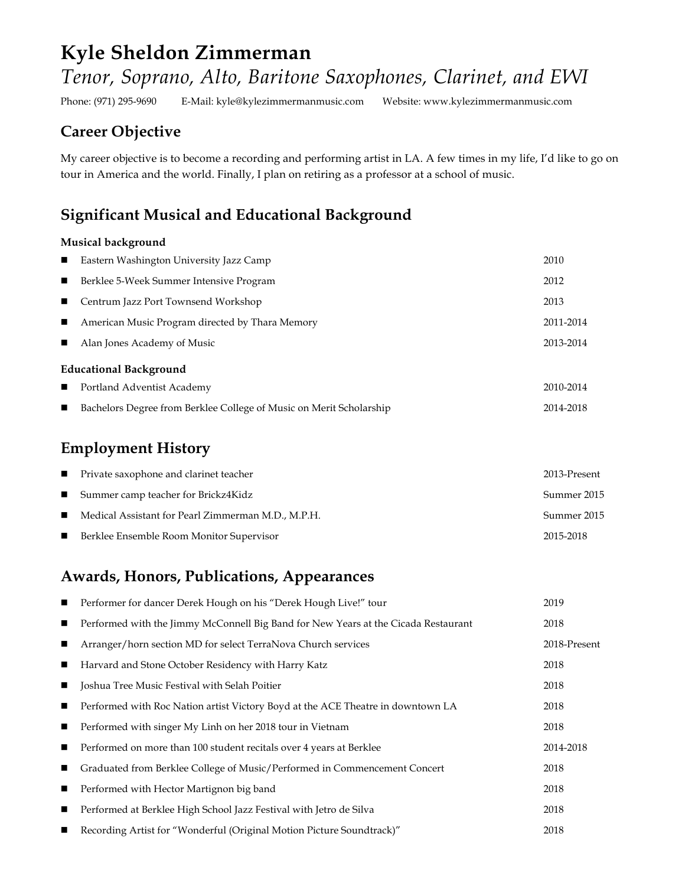# Kyle Sheldon Zimmerman

*Tenor, Soprano, Alto, Baritone Saxophones, Clarinet, and EWI*

Phone: (971) 295-9690 E-Mail: kyle@kylezimmermanmusic.com Website: www.kylezimmermanmusic.com

## Career Objective

My career objective is to become a recording and performing artist in LA. A few times in my life, I'd like to go on tour in America and the world. Finally, I plan on retiring as a professor at a school of music.

## Significant Musical and Educational Background

**Musical background**

- Eastern Washington University Jazz Camp — 2010
- Berklee 5-Week Summer Intensive Program — 2012
- Centrum Jazz Port Townsend Workshop — 2013
- American Music Program directed by Thara Memory — 2011-2014
- Alan Jones Academy of Music — 2013-2014

**Educational Background**

- Portland Adventist Academy — 2010-2014
- Bachelors Degree from Berklee College of Music on Merit Scholarship — 2014-2018

## Employment History

- Private saxophone and clarinet teacher — 2013-Present
- Summer camp teacher for Brickz4Kidz — Summer 2015
- Medical Assistant for Pearl Zimmerman M.D., M.P.H. — Summer 2015
- Berklee Ensemble Room Monitor Supervisor — 2015-2018

## Awards, Honors, Publications, Appearances

- Performer for dancer Derek Hough on his "Derek Hough Live!" tour — 2019
- Performed with the Jimmy McConnell Big Band for New Years at the Cicada Restaurant — 2018
- Arranger/horn section MD for select TerraNova Church services — 2018-Present
- Harvard and Stone October Residency with Harry Katz — 2018
- Joshua Tree Music Festival with Selah Poitier — 2018
- Performed with Roc Nation artist Victory Boyd at the ACE Theatre in downtown LA — 2018
- Performed with singer My Linh on her 2018 tour in Vietnam — 2018
- Performed on more than 100 student recitals over 4 years at Berklee — 2014-2018
- Graduated from Berklee College of Music/Performed in Commencement Concert — 2018
- Performed with Hector Martignon big band — 2018
- Performed at Berklee High School Jazz Festival with Jetro de Silva — 2018
- Recording Artist for "Wonderful (Original Motion Picture Soundtrack)" — 2018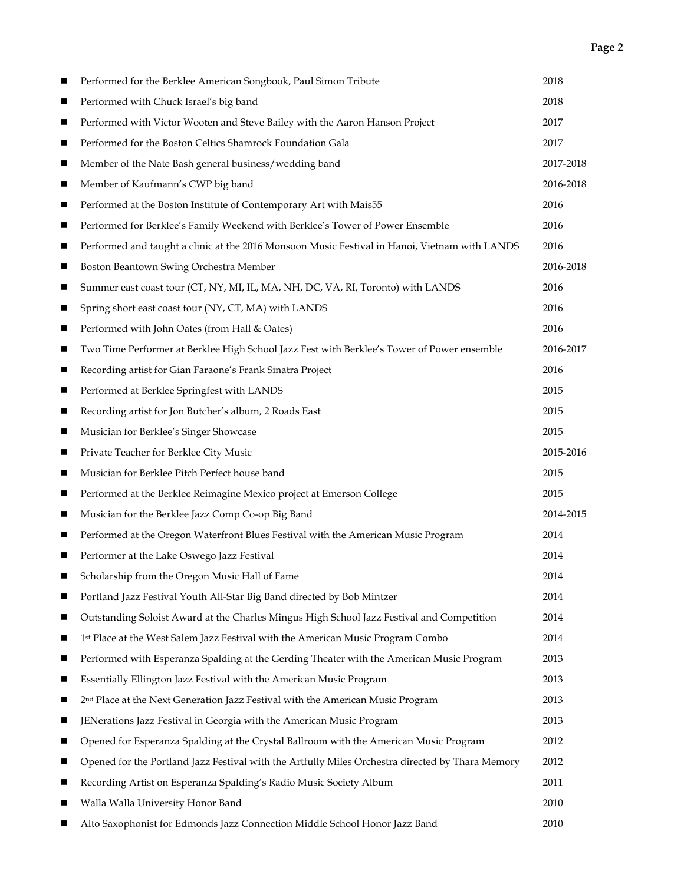- Performed for the Berklee American Songbook, Paul Simon Tribute 2018
- Performed with Chuck Israel's big band 2018
- Performed with Victor Wooten and Steve Bailey with the Aaron Hanson Project 2017
- Performed for the Boston Celtics Shamrock Foundation Gala 2017
- Member of the Nate Bash general business/wedding band 2017-2018
- Member of Kaufmann's CWP big band 2016-2018
- Performed at the Boston Institute of Contemporary Art with Mais55 2016
- Performed for Berklee's Family Weekend with Berklee's Tower of Power Ensemble 2016
- Performed and taught a clinic at the 2016 Monsoon Music Festival in Hanoi, Vietnam with LANDS 2016
- Boston Beantown Swing Orchestra Member 2016-2018
- Summer east coast tour (CT, NY, MI, IL, MA, NH, DC, VA, RI, Toronto) with LANDS 2016
- Spring short east coast tour (NY, CT, MA) with LANDS 2016
- Performed with John Oates (from Hall & Oates) 2016
- Two Time Performer at Berklee High School Jazz Fest with Berklee's Tower of Power ensemble 2016-2017
- Recording artist for Gian Faraone's Frank Sinatra Project 2016
- Performed at Berklee Springfest with LANDS 2015
- Recording artist for Jon Butcher's album, 2 Roads East 2015
- Musician for Berklee's Singer Showcase 2015
- Private Teacher for Berklee City Music 2015-2016
- Musician for Berklee Pitch Perfect house band 2015
- Performed at the Berklee Reimagine Mexico project at Emerson College 2015
- Musician for the Berklee Jazz Comp Co-op Big Band 2014-2015
- Performed at the Oregon Waterfront Blues Festival with the American Music Program 2014
- Performer at the Lake Oswego Jazz Festival 2014
- Scholarship from the Oregon Music Hall of Fame 2014
- Portland Jazz Festival Youth All-Star Big Band directed by Bob Mintzer 2014
- Outstanding Soloist Award at the Charles Mingus High School Jazz Festival and Competition 2014
- 1st Place at the West Salem Jazz Festival with the American Music Program Combo 2014
- Performed with Esperanza Spalding at the Gerding Theater with the American Music Program 2013
- Essentially Ellington Jazz Festival with the American Music Program 2013
- 2nd Place at the Next Generation Jazz Festival with the American Music Program 2013
- JENerations Jazz Festival in Georgia with the American Music Program 2013
- Opened for Esperanza Spalding at the Crystal Ballroom with the American Music Program 2012
- Opened for the Portland Jazz Festival with the Artfully Miles Orchestra directed by Thara Memory 2012
- Recording Artist on Esperanza Spalding's Radio Music Society Album 2011
- Walla Walla University Honor Band 2010
- Alto Saxophonist for Edmonds Jazz Connection Middle School Honor Jazz Band 2010